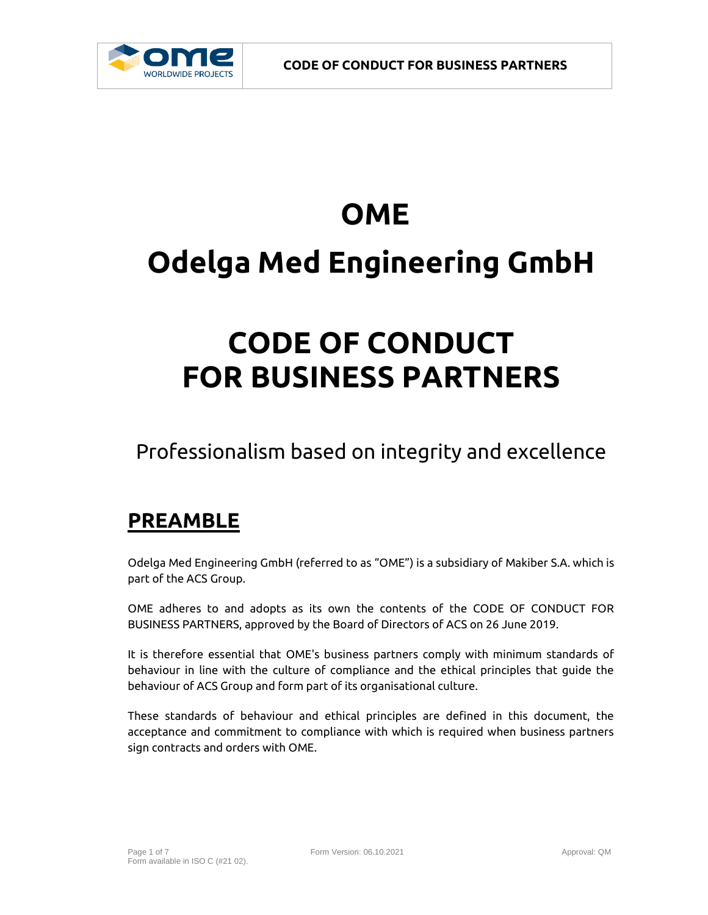# OME

# Odelga Med Engineering GmbH

# CODE OF CONDUCT FOR BUSINESS PARTNERS

Professionalism based on integrity and excellence

## PREAMBLE

Odelga Med Engineering GmbH (referred to as "OME") is a subsidiary of Makiber S.A. which is part of the ACS Group.

OME adheres to and adopts as its own the contents of the CODE OF CONDUCT FOR BUSINESS PARTNERS, approved by the Board of Directors of ACS on 26 June 2019.

It is therefore essential that OME's business partners comply with minimum standards of behaviour in line with the culture of compliance and the ethical principles that guide the behaviour of ACS Group and form part of its organisational culture.

These standards of behaviour and ethical principles are defined in this document, the acceptance and commitment to compliance with which is required when business partners sign contracts and orders with OME.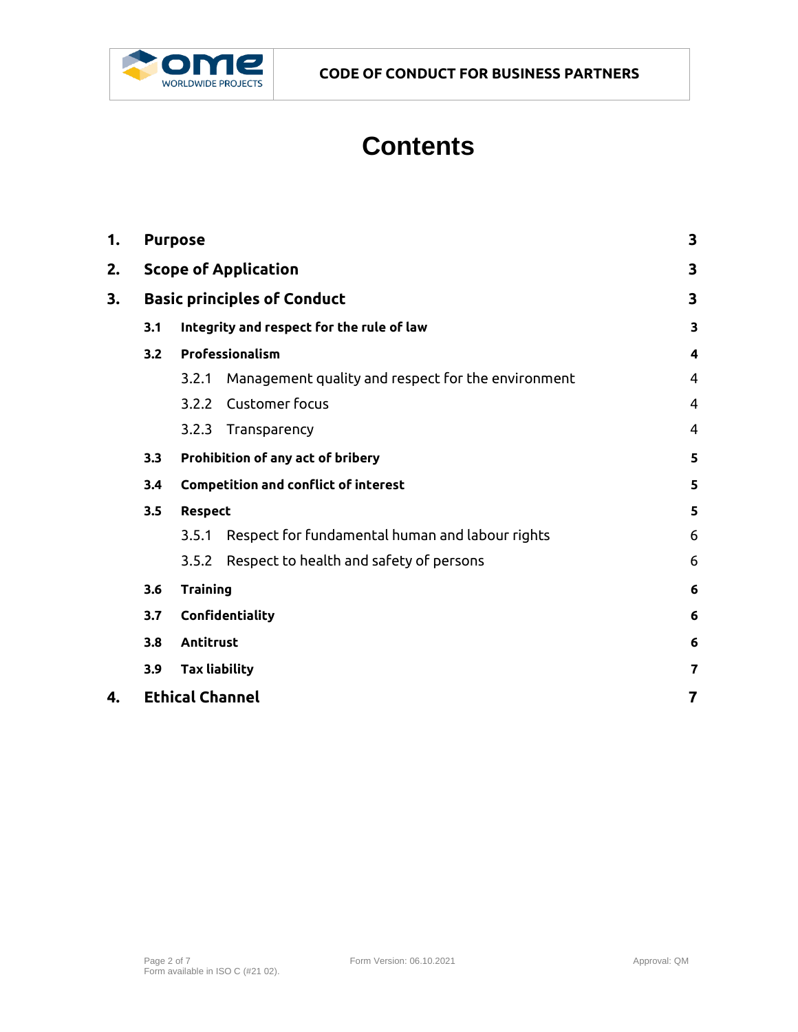# Contents

| | | |
|---|---|---|
| **1.** | **Purpose** | **3** |
| **2.** | **Scope of Application** | **3** |
| **3.** | **Basic principles of Conduct** | **3** |
| **3.1** | **Integrity and respect for the rule of law** | **3** |
| **3.2** | **Professionalism** | **4** |
| 3.2.1 | Management quality and respect for the environment | 4 |
| 3.2.2 | Customer focus | 4 |
| 3.2.3 | Transparency | 4 |
| **3.3** | **Prohibition of any act of bribery** | **5** |
| **3.4** | **Competition and conflict of interest** | **5** |
| **3.5** | **Respect** | **5** |
| 3.5.1 | Respect for fundamental human and labour rights | 6 |
| 3.5.2 | Respect to health and safety of persons | 6 |
| **3.6** | **Training** | **6** |
| **3.7** | **Confidentiality** | **6** |
| **3.8** | **Antitrust** | **6** |
| **3.9** | **Tax liability** | **7** |
| **4.** | **Ethical Channel** | **7** |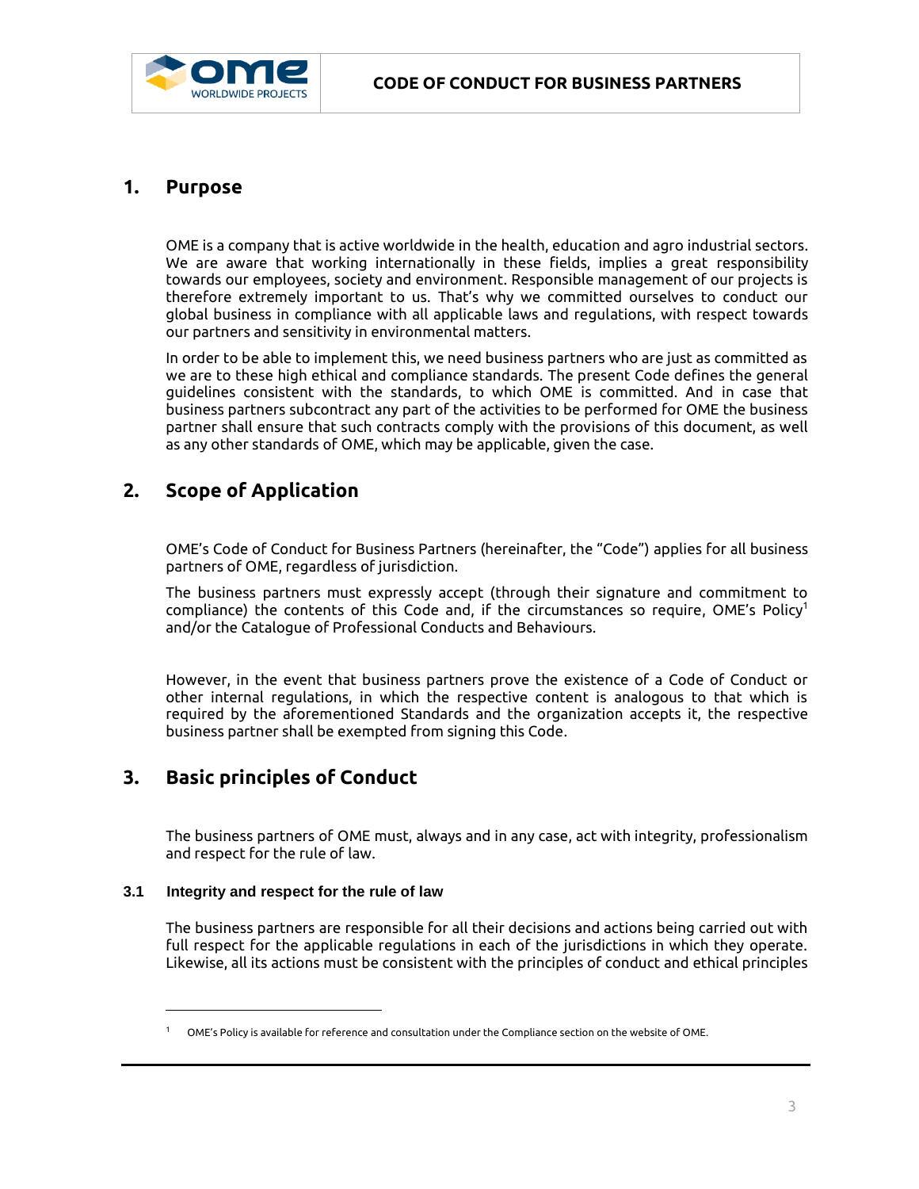## 1. Purpose

OME is a company that is active worldwide in the health, education and agro industrial sectors. We are aware that working internationally in these fields, implies a great responsibility towards our employees, society and environment. Responsible management of our projects is therefore extremely important to us. That's why we committed ourselves to conduct our global business in compliance with all applicable laws and regulations, with respect towards our partners and sensitivity in environmental matters.

In order to be able to implement this, we need business partners who are just as committed as we are to these high ethical and compliance standards. The present Code defines the general guidelines consistent with the standards, to which OME is committed. And in case that business partners subcontract any part of the activities to be performed for OME the business partner shall ensure that such contracts comply with the provisions of this document, as well as any other standards of OME, which may be applicable, given the case.

## 2. Scope of Application

OME's Code of Conduct for Business Partners (hereinafter, the "Code") applies for all business partners of OME, regardless of jurisdiction.

The business partners must expressly accept (through their signature and commitment to compliance) the contents of this Code and, if the circumstances so require, OME's Policy[1] and/or the Catalogue of Professional Conducts and Behaviours.

However, in the event that business partners prove the existence of a Code of Conduct or other internal regulations, in which the respective content is analogous to that which is required by the aforementioned Standards and the organization accepts it, the respective business partner shall be exempted from signing this Code.

## 3. Basic principles of Conduct

The business partners of OME must, always and in any case, act with integrity, professionalism and respect for the rule of law.

### 3.1 Integrity and respect for the rule of law

The business partners are responsible for all their decisions and actions being carried out with full respect for the applicable regulations in each of the jurisdictions in which they operate. Likewise, all its actions must be consistent with the principles of conduct and ethical principles

---

[1] OME's Policy is available for reference and consultation under the Compliance section on the website of OME.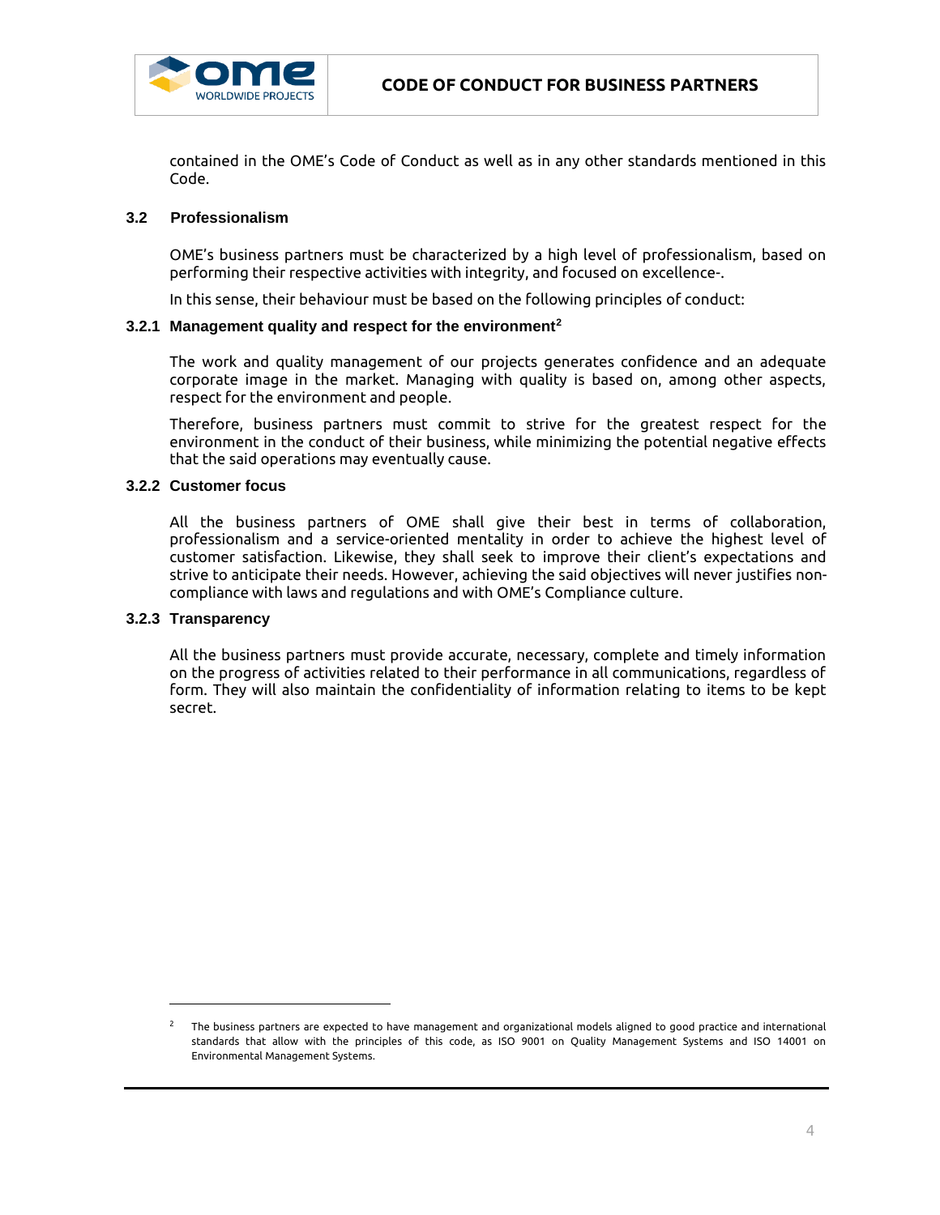contained in the OME's Code of Conduct as well as in any other standards mentioned in this Code.

### 3.2 Professionalism

OME's business partners must be characterized by a high level of professionalism, based on performing their respective activities with integrity, and focused on excellence-.

In this sense, their behaviour must be based on the following principles of conduct:

#### 3.2.1 Management quality and respect for the environment[2]

The work and quality management of our projects generates confidence and an adequate corporate image in the market. Managing with quality is based on, among other aspects, respect for the environment and people.

Therefore, business partners must commit to strive for the greatest respect for the environment in the conduct of their business, while minimizing the potential negative effects that the said operations may eventually cause.

#### 3.2.2 Customer focus

All the business partners of OME shall give their best in terms of collaboration, professionalism and a service-oriented mentality in order to achieve the highest level of customer satisfaction. Likewise, they shall seek to improve their client's expectations and strive to anticipate their needs. However, achieving the said objectives will never justifies non-compliance with laws and regulations and with OME's Compliance culture.

#### 3.2.3 Transparency

All the business partners must provide accurate, necessary, complete and timely information on the progress of activities related to their performance in all communications, regardless of form. They will also maintain the confidentiality of information relating to items to be kept secret.

---

[2] The business partners are expected to have management and organizational models aligned to good practice and international standards that allow with the principles of this code, as ISO 9001 on Quality Management Systems and ISO 14001 on Environmental Management Systems.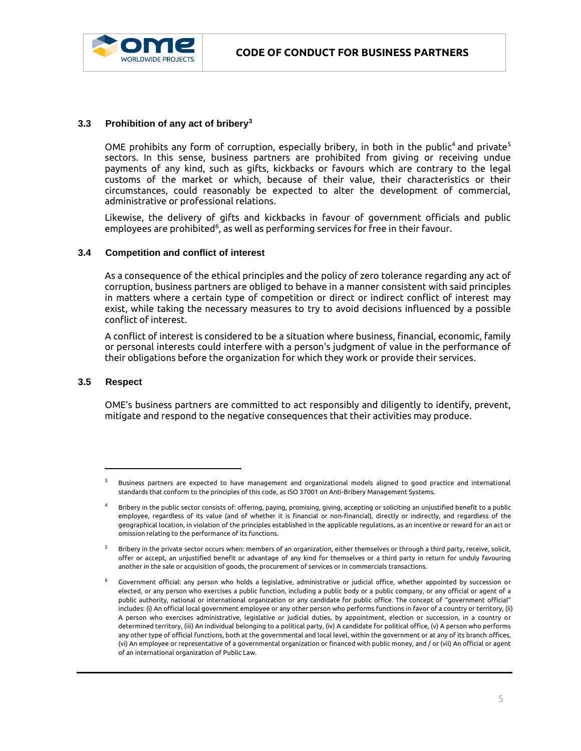### 3.3 Prohibition of any act of bribery[3]

OME prohibits any form of corruption, especially bribery, in both in the public[4] and private[5] sectors. In this sense, business partners are prohibited from giving or receiving undue payments of any kind, such as gifts, kickbacks or favours which are contrary to the legal customs of the market or which, because of their value, their characteristics or their circumstances, could reasonably be expected to alter the development of commercial, administrative or professional relations.

Likewise, the delivery of gifts and kickbacks in favour of government officials and public employees are prohibited[6], as well as performing services for free in their favour.

### 3.4 Competition and conflict of interest

As a consequence of the ethical principles and the policy of zero tolerance regarding any act of corruption, business partners are obliged to behave in a manner consistent with said principles in matters where a certain type of competition or direct or indirect conflict of interest may exist, while taking the necessary measures to try to avoid decisions influenced by a possible conflict of interest.

A conflict of interest is considered to be a situation where business, financial, economic, family or personal interests could interfere with a person's judgment of value in the performance of their obligations before the organization for which they work or provide their services.

### 3.5 Respect

OME's business partners are committed to act responsibly and diligently to identify, prevent, mitigate and respond to the negative consequences that their activities may produce.

---

[3] Business partners are expected to have management and organizational models aligned to good practice and international standards that conform to the principles of this code, as ISO 37001 on Anti-Bribery Management Systems.

[4] Bribery in the public sector consists of: offering, paying, promising, giving, accepting or soliciting an unjustified benefit to a public employee, regardless of its value (and of whether it is financial or non-financial), directly or indirectly, and regardless of the geographical location, in violation of the principles established in the applicable regulations, as an incentive or reward for an act or omission relating to the performance of its functions.

[5] Bribery in the private sector occurs when: members of an organization, either themselves or through a third party, receive, solicit, offer or accept, an unjustified benefit or advantage of any kind for themselves or a third party in return for unduly favouring another in the sale or acquisition of goods, the procurement of services or in commercials transactions.

[6] Government official: any person who holds a legislative, administrative or judicial office, whether appointed by succession or elected, or any person who exercises a public function, including a public body or a public company, or any official or agent of a public authority, national or international organization or any candidate for public office. The concept of "government official" includes: (i) An official local government employee or any other person who performs functions in favor of a country or territory, (ii) A person who exercises administrative, legislative or judicial duties, by appointment, election or succession, in a country or determined territory, (iii) An individual belonging to a political party, (iv) A candidate for political office, (v) A person who performs any other type of official functions, both at the governmental and local level, within the government or at any of its branch offices, (vi) An employee or representative of a governmental organization or financed with public money, and / or (vii) An official or agent of an international organization of Public Law.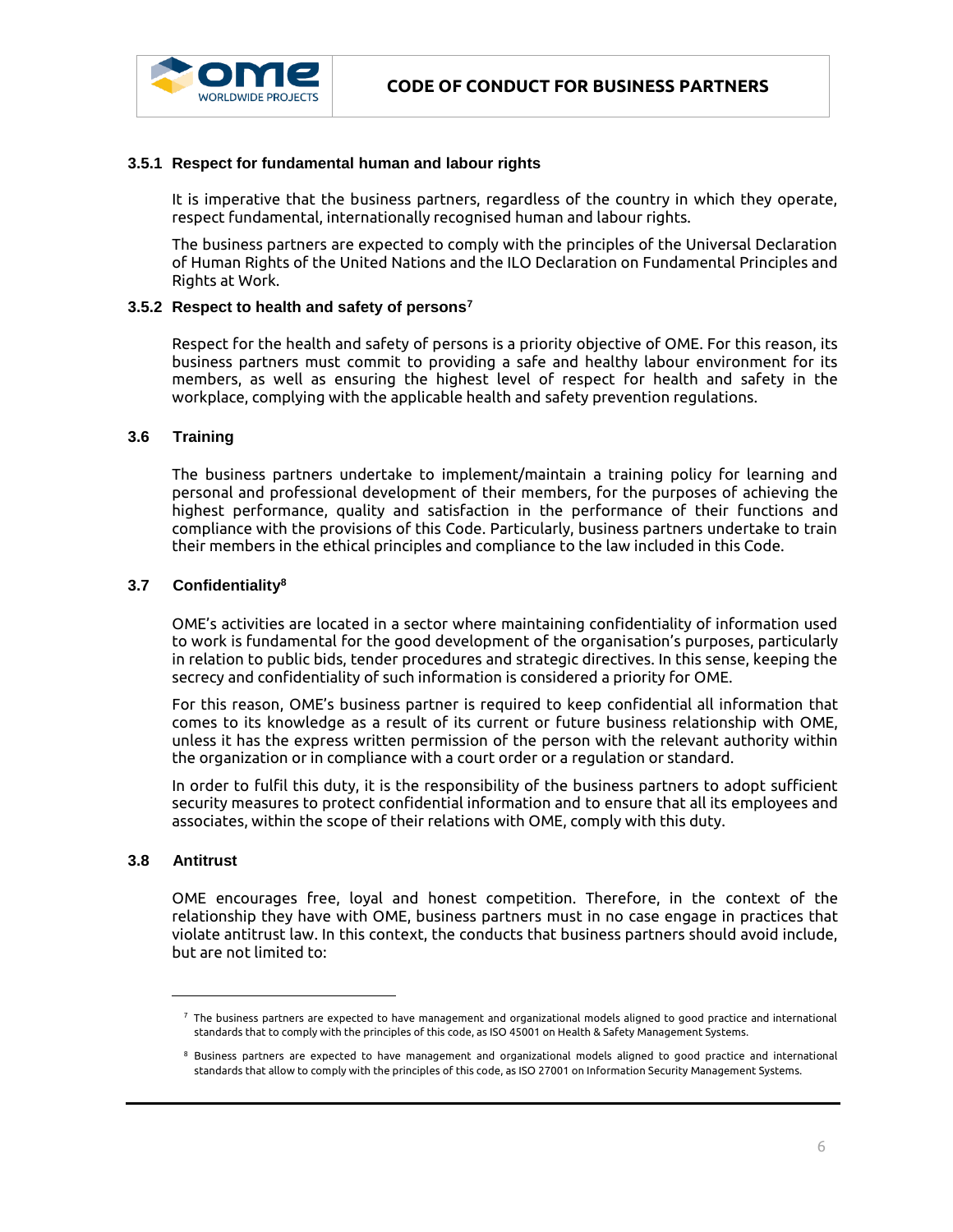#### 3.5.1 Respect for fundamental human and labour rights

It is imperative that the business partners, regardless of the country in which they operate, respect fundamental, internationally recognised human and labour rights.

The business partners are expected to comply with the principles of the Universal Declaration of Human Rights of the United Nations and the ILO Declaration on Fundamental Principles and Rights at Work.

#### 3.5.2 Respect to health and safety of persons[7]

Respect for the health and safety of persons is a priority objective of OME. For this reason, its business partners must commit to providing a safe and healthy labour environment for its members, as well as ensuring the highest level of respect for health and safety in the workplace, complying with the applicable health and safety prevention regulations.

### 3.6 Training

The business partners undertake to implement/maintain a training policy for learning and personal and professional development of their members, for the purposes of achieving the highest performance, quality and satisfaction in the performance of their functions and compliance with the provisions of this Code. Particularly, business partners undertake to train their members in the ethical principles and compliance to the law included in this Code.

### 3.7 Confidentiality[8]

OME's activities are located in a sector where maintaining confidentiality of information used to work is fundamental for the good development of the organisation's purposes, particularly in relation to public bids, tender procedures and strategic directives. In this sense, keeping the secrecy and confidentiality of such information is considered a priority for OME.

For this reason, OME's business partner is required to keep confidential all information that comes to its knowledge as a result of its current or future business relationship with OME, unless it has the express written permission of the person with the relevant authority within the organization or in compliance with a court order or a regulation or standard.

In order to fulfil this duty, it is the responsibility of the business partners to adopt sufficient security measures to protect confidential information and to ensure that all its employees and associates, within the scope of their relations with OME, comply with this duty.

### 3.8 Antitrust

OME encourages free, loyal and honest competition. Therefore, in the context of the relationship they have with OME, business partners must in no case engage in practices that violate antitrust law. In this context, the conducts that business partners should avoid include, but are not limited to:

---

[7] The business partners are expected to have management and organizational models aligned to good practice and international standards that to comply with the principles of this code, as ISO 45001 on Health & Safety Management Systems.

[8] Business partners are expected to have management and organizational models aligned to good practice and international standards that allow to comply with the principles of this code, as ISO 27001 on Information Security Management Systems.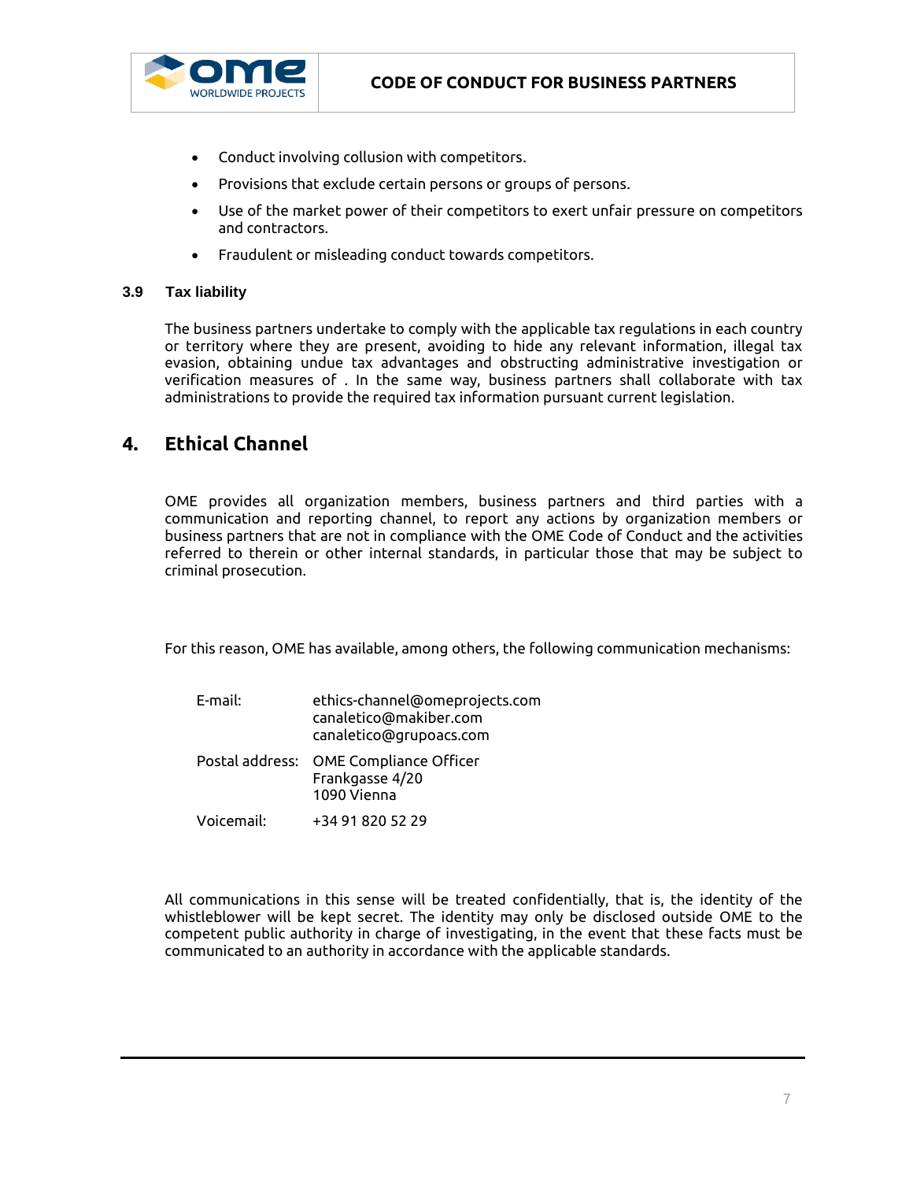- Conduct involving collusion with competitors.
- Provisions that exclude certain persons or groups of persons.
- Use of the market power of their competitors to exert unfair pressure on competitors and contractors.
- Fraudulent or misleading conduct towards competitors.

### 3.9 Tax liability

The business partners undertake to comply with the applicable tax regulations in each country or territory where they are present, avoiding to hide any relevant information, illegal tax evasion, obtaining undue tax advantages and obstructing administrative investigation or verification measures of . In the same way, business partners shall collaborate with tax administrations to provide the required tax information pursuant current legislation.

## 4. Ethical Channel

OME provides all organization members, business partners and third parties with a communication and reporting channel, to report any actions by organization members or business partners that are not in compliance with the OME Code of Conduct and the activities referred to therein or other internal standards, in particular those that may be subject to criminal prosecution.

For this reason, OME has available, among others, the following communication mechanisms:

| | |
|---|---|
| E-mail: | ethics-channel@omeprojects.com<br>canaletico@makiber.com<br>canaletico@grupoacs.com |
| Postal address: | OME Compliance Officer<br>Frankgasse 4/20<br>1090 Vienna |
| Voicemail: | +34 91 820 52 29 |

All communications in this sense will be treated confidentially, that is, the identity of the whistleblower will be kept secret. The identity may only be disclosed outside OME to the competent public authority in charge of investigating, in the event that these facts must be communicated to an authority in accordance with the applicable standards.